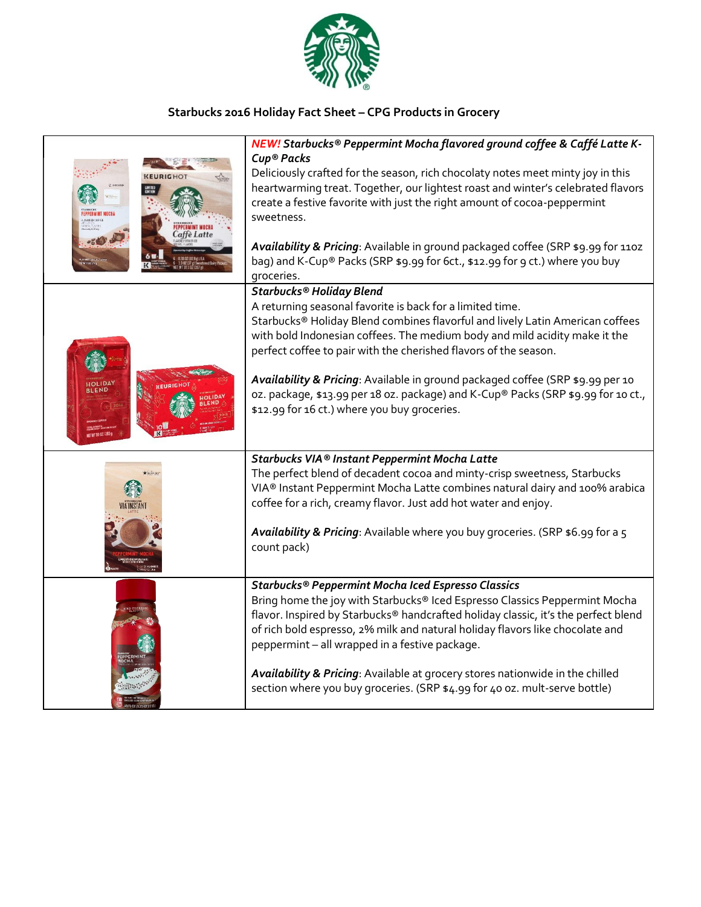## Starbucks 2016 Holiday Fact Sheet – CPG Products in Grocery

***NEW! Starbucks® Peppermint Mocha flavored ground coffee & Caffé Latte K-Cup® Packs***

Deliciously crafted for the season, rich chocolaty notes meet minty joy in this heartwarming treat. Together, our lightest roast and winter's celebrated flavors create a festive favorite with just the right amount of cocoa-peppermint sweetness.

***Availability & Pricing***: Available in ground packaged coffee (SRP $9.99 for 11oz bag) and K-Cup® Packs (SRP $9.99 for 6ct., $12.99 for 9 ct.) where you buy groceries.

***Starbucks® Holiday Blend***

A returning seasonal favorite is back for a limited time.

Starbucks® Holiday Blend combines flavorful and lively Latin American coffees with bold Indonesian coffees. The medium body and mild acidity make it the perfect coffee to pair with the cherished flavors of the season.

***Availability & Pricing***: Available in ground packaged coffee (SRP $9.99 per 10 oz. package, $13.99 per 18 oz. package) and K-Cup® Packs (SRP $9.99 for 10 ct., $12.99 for 16 ct.) where you buy groceries.

***Starbucks VIA® Instant Peppermint Mocha Latte***

The perfect blend of decadent cocoa and minty-crisp sweetness, Starbucks VIA® Instant Peppermint Mocha Latte combines natural dairy and 100% arabica coffee for a rich, creamy flavor. Just add hot water and enjoy.

***Availability & Pricing***: Available where you buy groceries. (SRP $6.99 for a 5 count pack)

***Starbucks® Peppermint Mocha Iced Espresso Classics***

Bring home the joy with Starbucks® Iced Espresso Classics Peppermint Mocha flavor. Inspired by Starbucks® handcrafted holiday classic, it's the perfect blend of rich bold espresso, 2% milk and natural holiday flavors like chocolate and peppermint – all wrapped in a festive package.

***Availability & Pricing***: Available at grocery stores nationwide in the chilled section where you buy groceries. (SRP $4.99 for 40 oz. mult-serve bottle)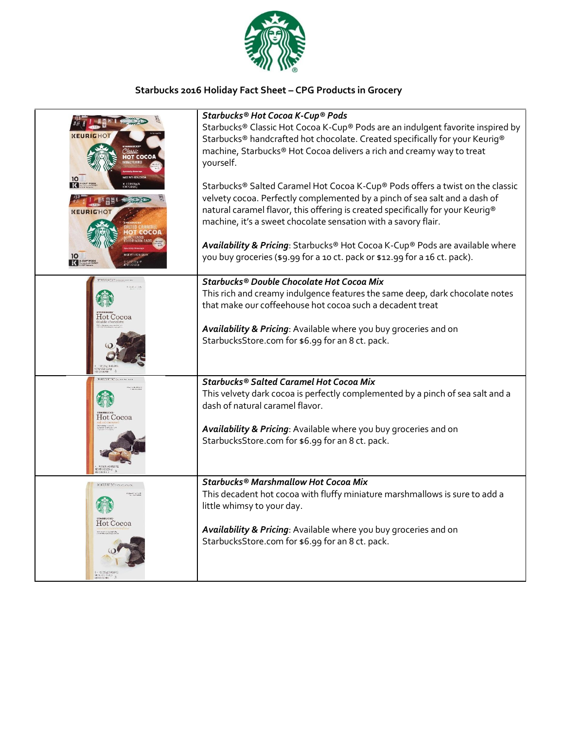## Starbucks 2016 Holiday Fact Sheet – CPG Products in Grocery

***Starbucks® Hot Cocoa K-Cup® Pods***

Starbucks® Classic Hot Cocoa K-Cup® Pods are an indulgent favorite inspired by Starbucks® handcrafted hot chocolate. Created specifically for your Keurig® machine, Starbucks® Hot Cocoa delivers a rich and creamy way to treat yourself.

Starbucks® Salted Caramel Hot Cocoa K-Cup® Pods offers a twist on the classic velvety cocoa. Perfectly complemented by a pinch of sea salt and a dash of natural caramel flavor, this offering is created specifically for your Keurig® machine, it's a sweet chocolate sensation with a savory flair.

***Availability & Pricing***: Starbucks® Hot Cocoa K-Cup® Pods are available where you buy groceries ($9.99 for a 10 ct. pack or $12.99 for a 16 ct. pack).

***Starbucks® Double Chocolate Hot Cocoa Mix***

This rich and creamy indulgence features the same deep, dark chocolate notes that make our coffeehouse hot cocoa such a decadent treat

***Availability & Pricing***: Available where you buy groceries and on StarbucksStore.com for $6.99 for an 8 ct. pack.

***Starbucks® Salted Caramel Hot Cocoa Mix***

This velvety dark cocoa is perfectly complemented by a pinch of sea salt and a dash of natural caramel flavor.

***Availability & Pricing***: Available where you buy groceries and on StarbucksStore.com for $6.99 for an 8 ct. pack.

***Starbucks® Marshmallow Hot Cocoa Mix***

This decadent hot cocoa with fluffy miniature marshmallows is sure to add a little whimsy to your day.

***Availability & Pricing***: Available where you buy groceries and on StarbucksStore.com for $6.99 for an 8 ct. pack.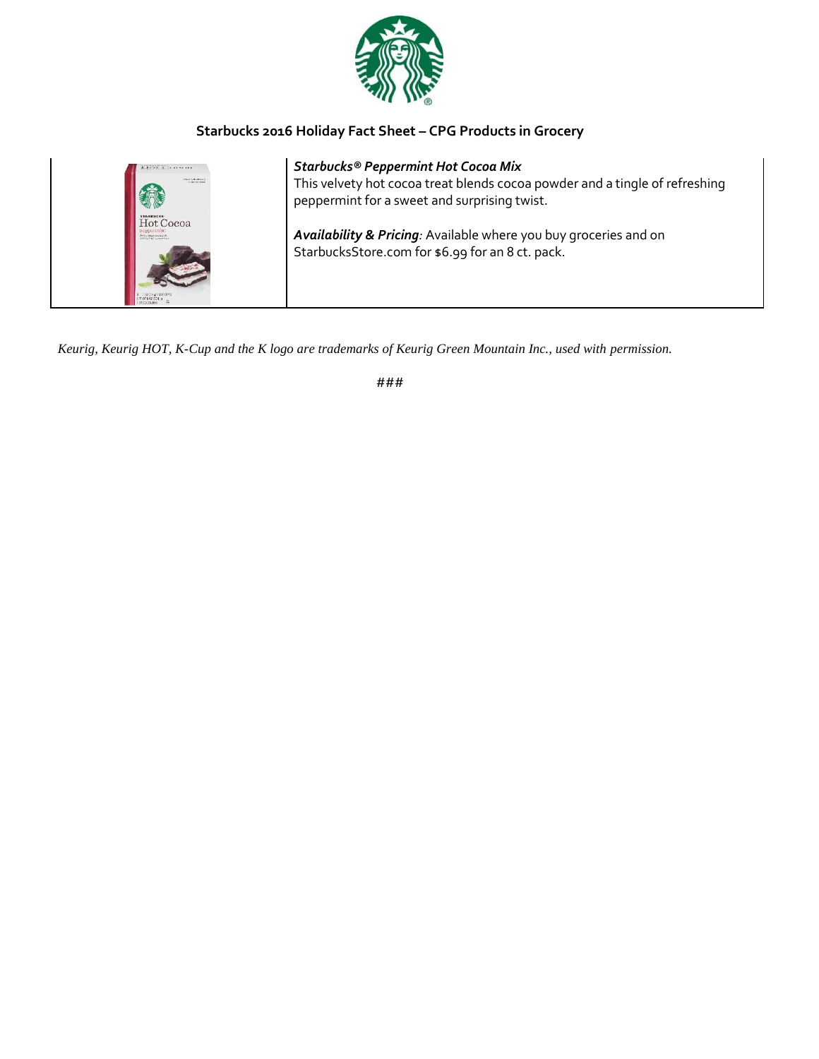## Starbucks 2016 Holiday Fact Sheet – CPG Products in Grocery

| | |
|---|---|
| | ***Starbucks® Peppermint Hot Cocoa Mix*** This velvety hot cocoa treat blends cocoa powder and a tingle of refreshing peppermint for a sweet and surprising twist. ***Availability & Pricing:*** Available where you buy groceries and on StarbucksStore.com for $6.99 for an 8 ct. pack. |

*Keurig, Keurig HOT, K-Cup and the K logo are trademarks of Keurig Green Mountain Inc., used with permission.*

###